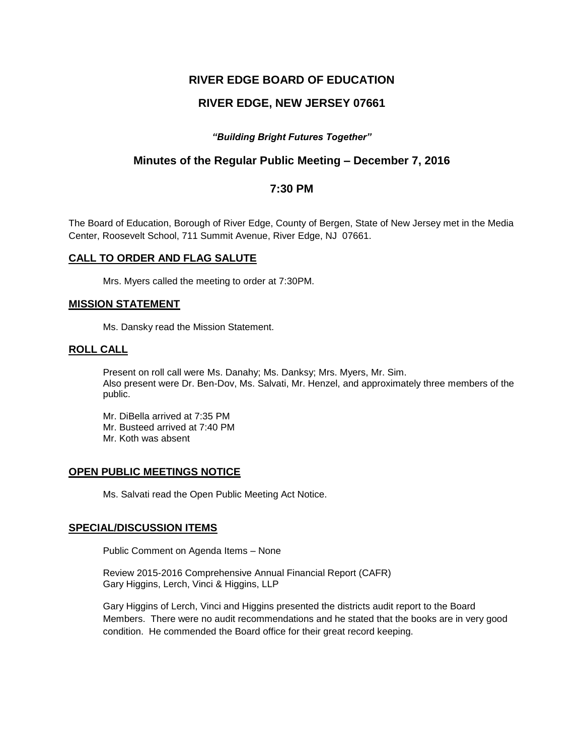# RIVER EDGE BOARD OF EDUCATION

# RIVER EDGE, NEW JERSEY 07661

***"Building Bright Futures Together"***

## Minutes of the Regular Public Meeting – December 7, 2016

## 7:30 PM

The Board of Education, Borough of River Edge, County of Bergen, State of New Jersey met in the Media Center, Roosevelt School, 711 Summit Avenue, River Edge, NJ 07661.

### CALL TO ORDER AND FLAG SALUTE

Mrs. Myers called the meeting to order at 7:30PM.

### MISSION STATEMENT

Ms. Dansky read the Mission Statement.

### ROLL CALL

Present on roll call were Ms. Danahy; Ms. Danksy; Mrs. Myers, Mr. Sim.
Also present were Dr. Ben-Dov, Ms. Salvati, Mr. Henzel, and approximately three members of the public.

Mr. DiBella arrived at 7:35 PM
Mr. Busteed arrived at 7:40 PM
Mr. Koth was absent

### OPEN PUBLIC MEETINGS NOTICE

Ms. Salvati read the Open Public Meeting Act Notice.

### SPECIAL/DISCUSSION ITEMS

Public Comment on Agenda Items – None

Review 2015-2016 Comprehensive Annual Financial Report (CAFR)
Gary Higgins, Lerch, Vinci & Higgins, LLP

Gary Higgins of Lerch, Vinci and Higgins presented the districts audit report to the Board Members. There were no audit recommendations and he stated that the books are in very good condition. He commended the Board office for their great record keeping.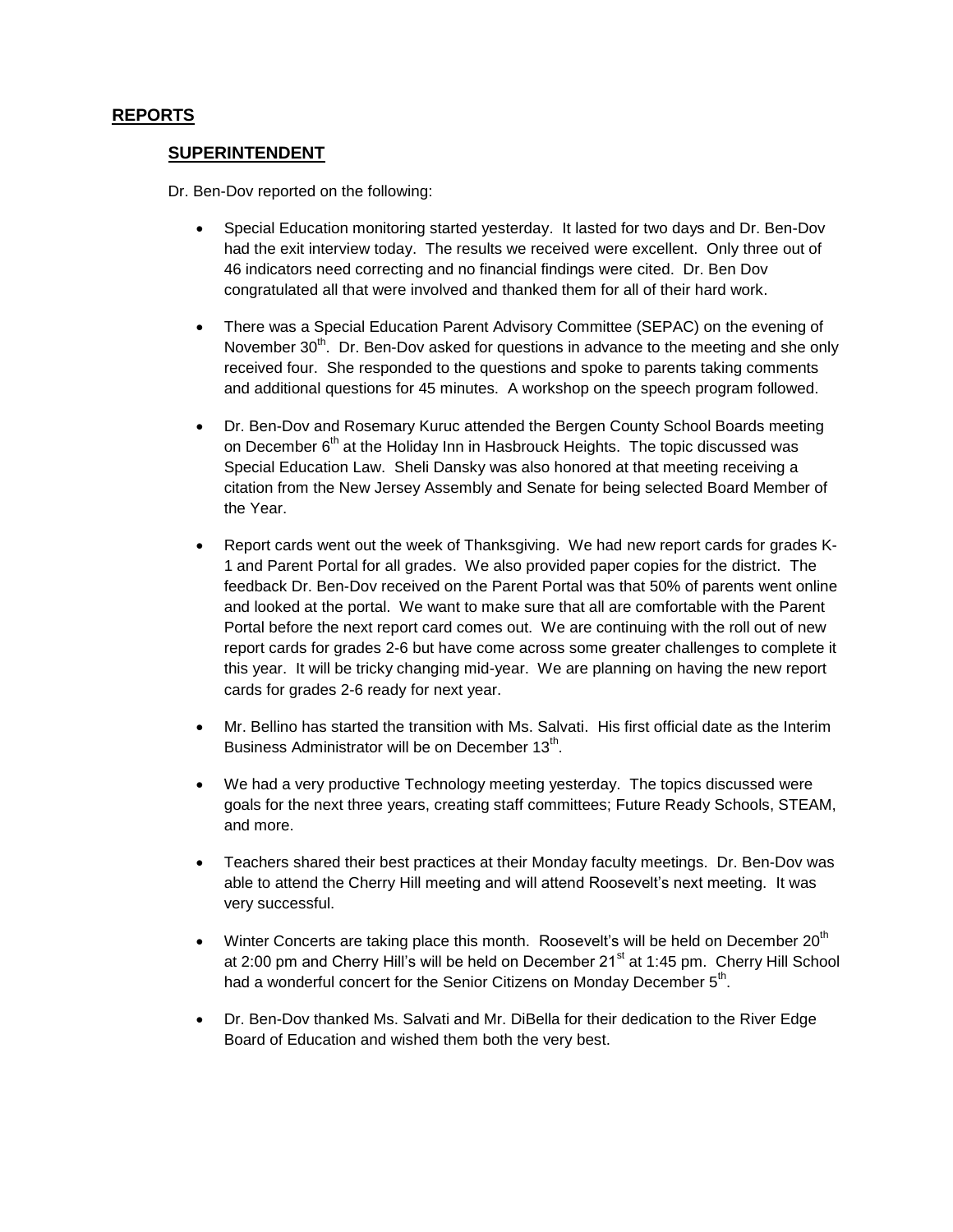## REPORTS

### SUPERINTENDENT

Dr. Ben-Dov reported on the following:

- Special Education monitoring started yesterday. It lasted for two days and Dr. Ben-Dov had the exit interview today. The results we received were excellent. Only three out of 46 indicators need correcting and no financial findings were cited. Dr. Ben Dov congratulated all that were involved and thanked them for all of their hard work.

- There was a Special Education Parent Advisory Committee (SEPAC) on the evening of November 30th. Dr. Ben-Dov asked for questions in advance to the meeting and she only received four. She responded to the questions and spoke to parents taking comments and additional questions for 45 minutes. A workshop on the speech program followed.

- Dr. Ben-Dov and Rosemary Kuruc attended the Bergen County School Boards meeting on December 6th at the Holiday Inn in Hasbrouck Heights. The topic discussed was Special Education Law. Sheli Dansky was also honored at that meeting receiving a citation from the New Jersey Assembly and Senate for being selected Board Member of the Year.

- Report cards went out the week of Thanksgiving. We had new report cards for grades K-1 and Parent Portal for all grades. We also provided paper copies for the district. The feedback Dr. Ben-Dov received on the Parent Portal was that 50% of parents went online and looked at the portal. We want to make sure that all are comfortable with the Parent Portal before the next report card comes out. We are continuing with the roll out of new report cards for grades 2-6 but have come across some greater challenges to complete it this year. It will be tricky changing mid-year. We are planning on having the new report cards for grades 2-6 ready for next year.

- Mr. Bellino has started the transition with Ms. Salvati. His first official date as the Interim Business Administrator will be on December 13th.

- We had a very productive Technology meeting yesterday. The topics discussed were goals for the next three years, creating staff committees; Future Ready Schools, STEAM, and more.

- Teachers shared their best practices at their Monday faculty meetings. Dr. Ben-Dov was able to attend the Cherry Hill meeting and will attend Roosevelt's next meeting. It was very successful.

- Winter Concerts are taking place this month. Roosevelt's will be held on December 20th at 2:00 pm and Cherry Hill's will be held on December 21st at 1:45 pm. Cherry Hill School had a wonderful concert for the Senior Citizens on Monday December 5th.

- Dr. Ben-Dov thanked Ms. Salvati and Mr. DiBella for their dedication to the River Edge Board of Education and wished them both the very best.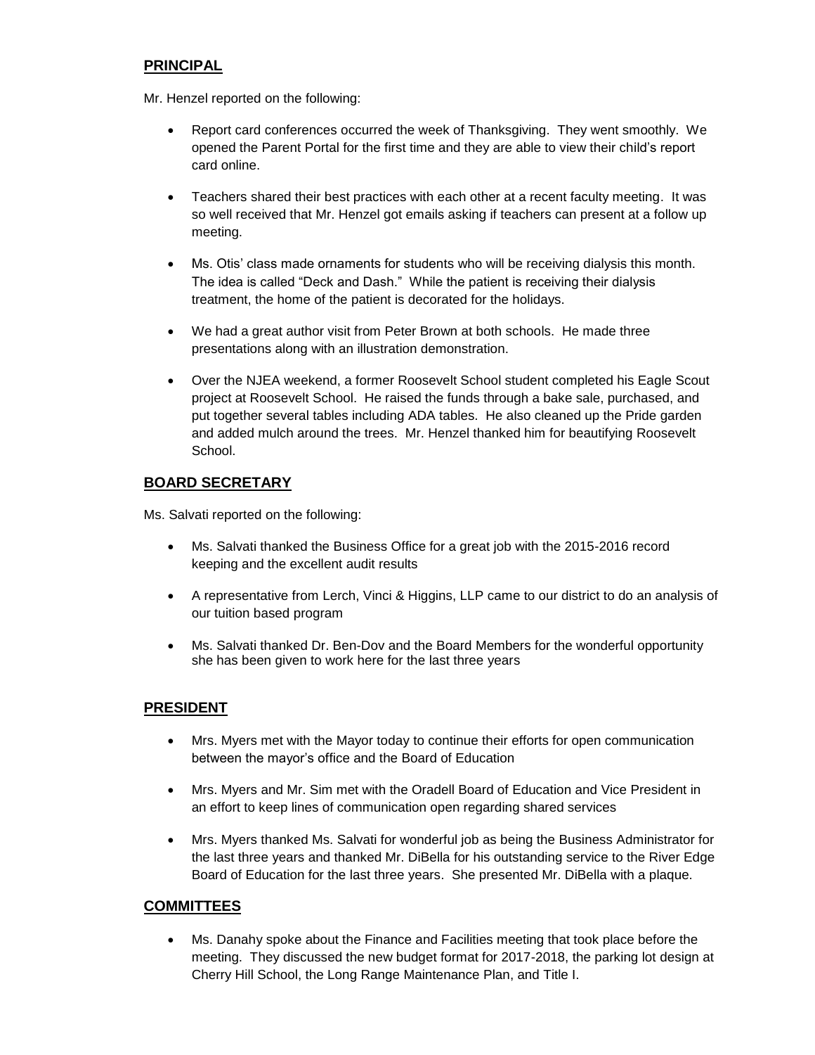## PRINCIPAL

Mr. Henzel reported on the following:

- Report card conferences occurred the week of Thanksgiving. They went smoothly. We opened the Parent Portal for the first time and they are able to view their child's report card online.
- Teachers shared their best practices with each other at a recent faculty meeting. It was so well received that Mr. Henzel got emails asking if teachers can present at a follow up meeting.
- Ms. Otis' class made ornaments for students who will be receiving dialysis this month. The idea is called "Deck and Dash." While the patient is receiving their dialysis treatment, the home of the patient is decorated for the holidays.
- We had a great author visit from Peter Brown at both schools. He made three presentations along with an illustration demonstration.
- Over the NJEA weekend, a former Roosevelt School student completed his Eagle Scout project at Roosevelt School. He raised the funds through a bake sale, purchased, and put together several tables including ADA tables. He also cleaned up the Pride garden and added mulch around the trees. Mr. Henzel thanked him for beautifying Roosevelt School.

## BOARD SECRETARY

Ms. Salvati reported on the following:

- Ms. Salvati thanked the Business Office for a great job with the 2015-2016 record keeping and the excellent audit results
- A representative from Lerch, Vinci & Higgins, LLP came to our district to do an analysis of our tuition based program
- Ms. Salvati thanked Dr. Ben-Dov and the Board Members for the wonderful opportunity she has been given to work here for the last three years

## PRESIDENT

- Mrs. Myers met with the Mayor today to continue their efforts for open communication between the mayor's office and the Board of Education
- Mrs. Myers and Mr. Sim met with the Oradell Board of Education and Vice President in an effort to keep lines of communication open regarding shared services
- Mrs. Myers thanked Ms. Salvati for wonderful job as being the Business Administrator for the last three years and thanked Mr. DiBella for his outstanding service to the River Edge Board of Education for the last three years. She presented Mr. DiBella with a plaque.

## COMMITTEES

- Ms. Danahy spoke about the Finance and Facilities meeting that took place before the meeting. They discussed the new budget format for 2017-2018, the parking lot design at Cherry Hill School, the Long Range Maintenance Plan, and Title I.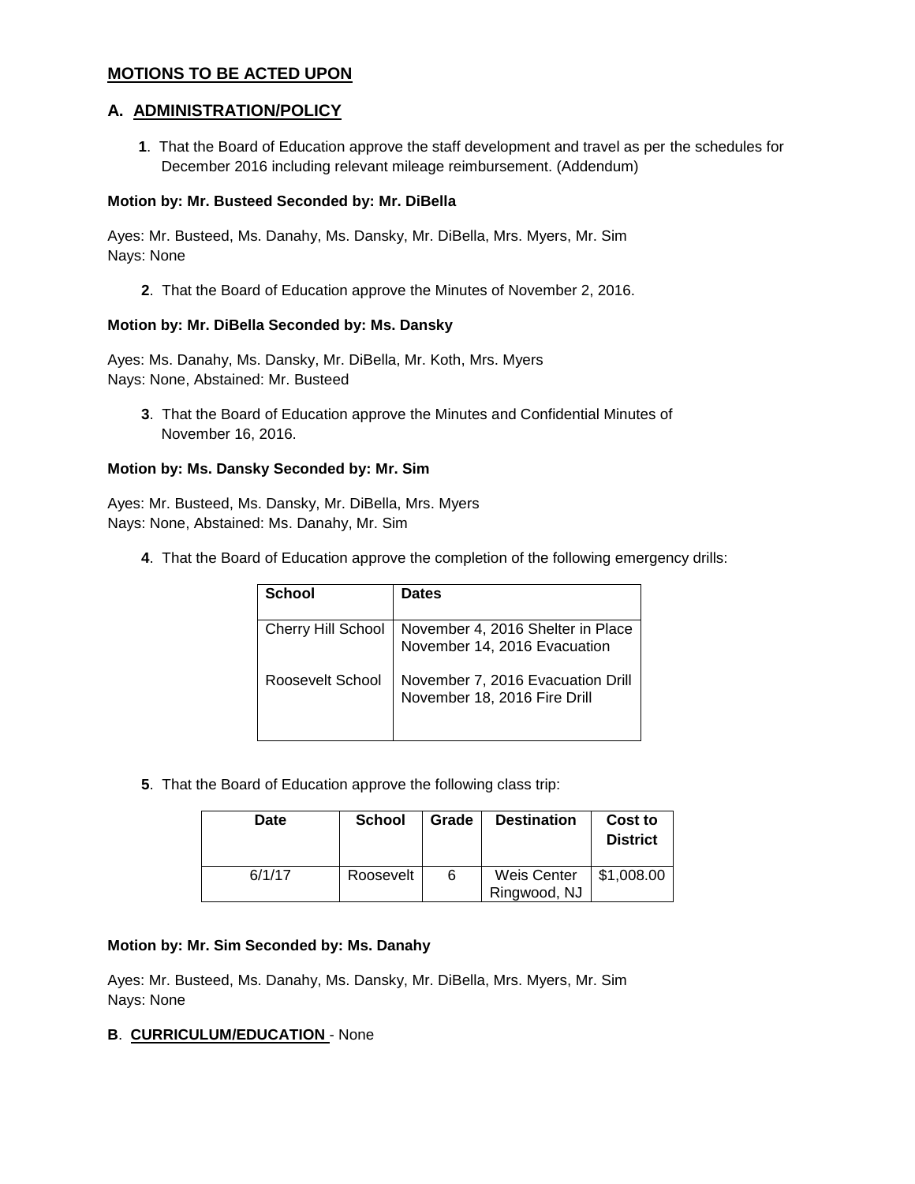## MOTIONS TO BE ACTED UPON

### A. ADMINISTRATION/POLICY

**1**. That the Board of Education approve the staff development and travel as per the schedules for December 2016 including relevant mileage reimbursement. (Addendum)

**Motion by: Mr. Busteed Seconded by: Mr. DiBella**

Ayes: Mr. Busteed, Ms. Danahy, Ms. Dansky, Mr. DiBella, Mrs. Myers, Mr. Sim
Nays: None

**2**. That the Board of Education approve the Minutes of November 2, 2016.

**Motion by: Mr. DiBella Seconded by: Ms. Dansky**

Ayes: Ms. Danahy, Ms. Dansky, Mr. DiBella, Mr. Koth, Mrs. Myers
Nays: None, Abstained: Mr. Busteed

**3**. That the Board of Education approve the Minutes and Confidential Minutes of November 16, 2016.

**Motion by: Ms. Dansky Seconded by: Mr. Sim**

Ayes: Mr. Busteed, Ms. Dansky, Mr. DiBella, Mrs. Myers
Nays: None, Abstained: Ms. Danahy, Mr. Sim

**4**. That the Board of Education approve the completion of the following emergency drills:

| School | Dates |
|---|---|
| Cherry Hill School | November 4, 2016 Shelter in Place<br>November 14, 2016 Evacuation |
| Roosevelt School | November 7, 2016 Evacuation Drill<br>November 18, 2016 Fire Drill |

**5**. That the Board of Education approve the following class trip:

| Date | School | Grade | Destination | Cost to District |
|---|---|---|---|---|
| 6/1/17 | Roosevelt | 6 | Weis Center Ringwood, NJ | $1,008.00 |

**Motion by: Mr. Sim Seconded by: Ms. Danahy**

Ayes: Mr. Busteed, Ms. Danahy, Ms. Dansky, Mr. DiBella, Mrs. Myers, Mr. Sim
Nays: None

### B. CURRICULUM/EDUCATION - None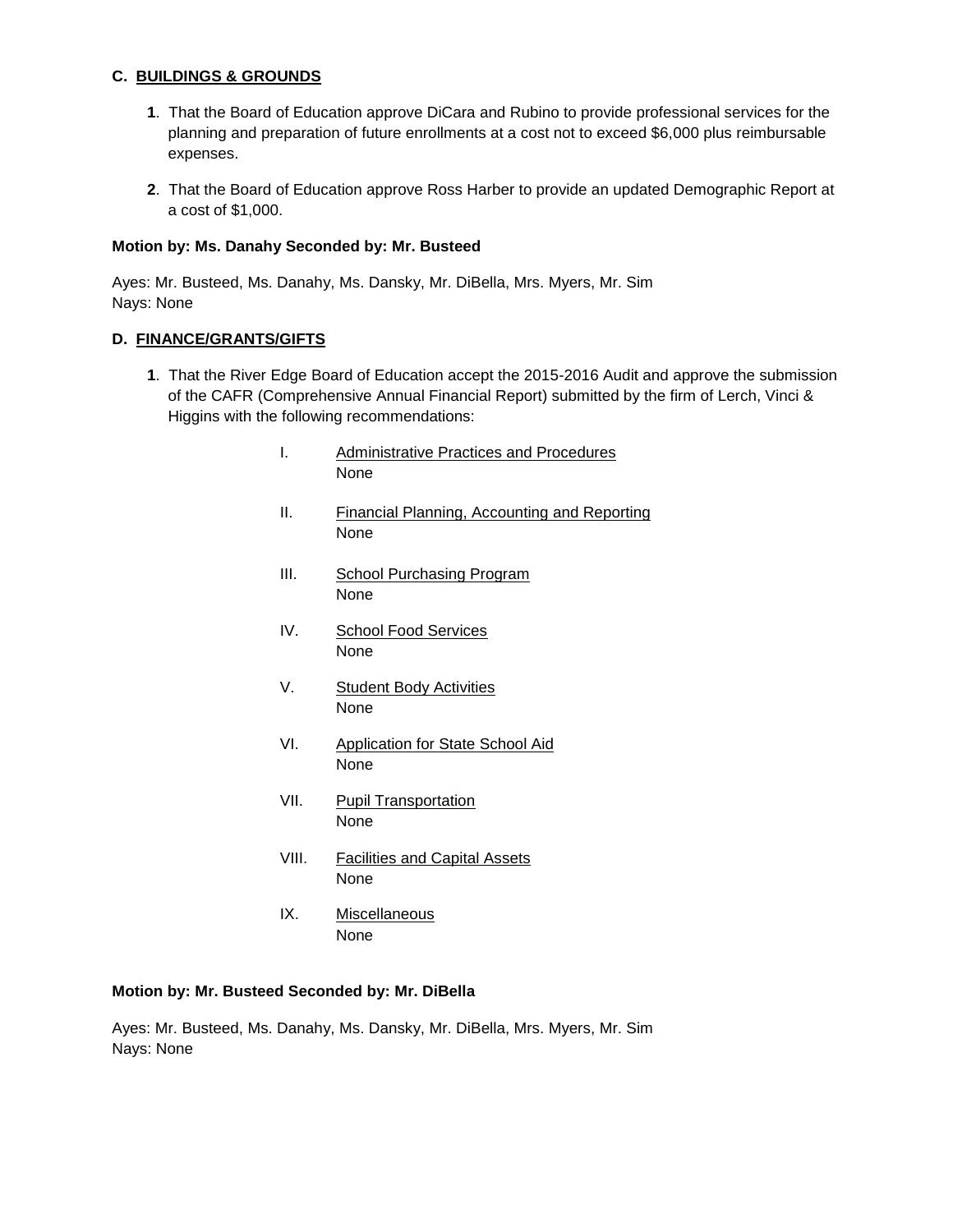### C. BUILDINGS & GROUNDS

**1**. That the Board of Education approve DiCara and Rubino to provide professional services for the planning and preparation of future enrollments at a cost not to exceed $6,000 plus reimbursable expenses.

**2**. That the Board of Education approve Ross Harber to provide an updated Demographic Report at a cost of $1,000.

**Motion by: Ms. Danahy Seconded by: Mr. Busteed**

Ayes: Mr. Busteed, Ms. Danahy, Ms. Dansky, Mr. DiBella, Mrs. Myers, Mr. Sim
Nays: None

### D. FINANCE/GRANTS/GIFTS

**1**. That the River Edge Board of Education accept the 2015-2016 Audit and approve the submission of the CAFR (Comprehensive Annual Financial Report) submitted by the firm of Lerch, Vinci & Higgins with the following recommendations:

I. Administrative Practices and Procedures
None

II. Financial Planning, Accounting and Reporting
None

III. School Purchasing Program
None

IV. School Food Services
None

V. Student Body Activities
None

VI. Application for State School Aid
None

VII. Pupil Transportation
None

VIII. Facilities and Capital Assets
None

IX. Miscellaneous
None

**Motion by: Mr. Busteed Seconded by: Mr. DiBella**

Ayes: Mr. Busteed, Ms. Danahy, Ms. Dansky, Mr. DiBella, Mrs. Myers, Mr. Sim
Nays: None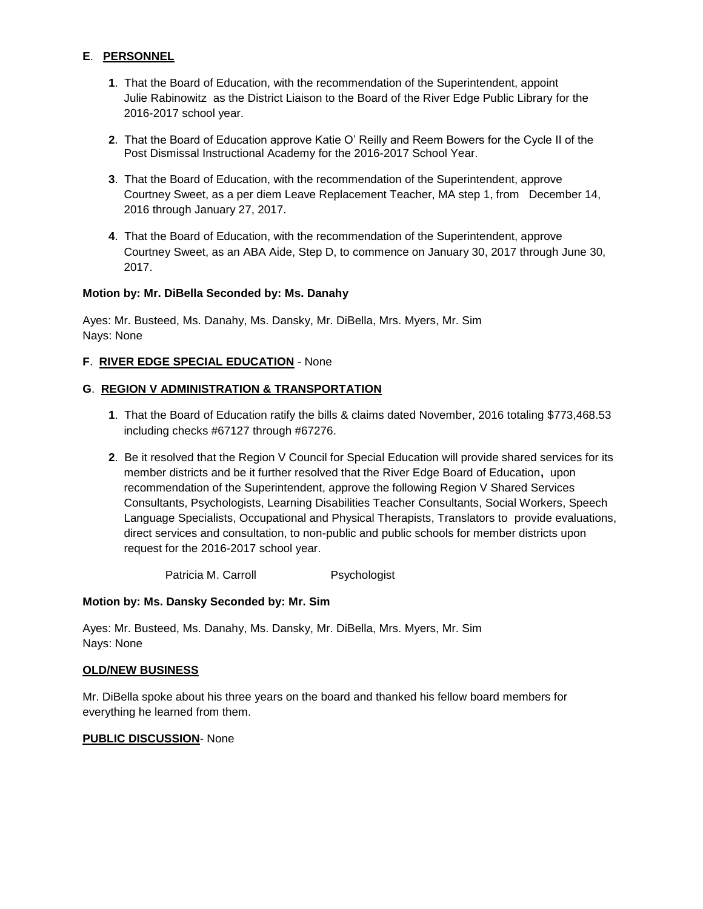**E**. **PERSONNEL**

1. That the Board of Education, with the recommendation of the Superintendent, appoint Julie Rabinowitz as the District Liaison to the Board of the River Edge Public Library for the 2016-2017 school year.

2. That the Board of Education approve Katie O' Reilly and Reem Bowers for the Cycle II of the Post Dismissal Instructional Academy for the 2016-2017 School Year.

3. That the Board of Education, with the recommendation of the Superintendent, approve Courtney Sweet, as a per diem Leave Replacement Teacher, MA step 1, from December 14, 2016 through January 27, 2017.

4. That the Board of Education, with the recommendation of the Superintendent, approve Courtney Sweet, as an ABA Aide, Step D, to commence on January 30, 2017 through June 30, 2017.

**Motion by: Mr. DiBella Seconded by: Ms. Danahy**

Ayes: Mr. Busteed, Ms. Danahy, Ms. Dansky, Mr. DiBella, Mrs. Myers, Mr. Sim
Nays: None

**F**. **RIVER EDGE SPECIAL EDUCATION** - None

**G**. **REGION V ADMINISTRATION & TRANSPORTATION**

1. That the Board of Education ratify the bills & claims dated November, 2016 totaling $773,468.53 including checks #67127 through #67276.

2. Be it resolved that the Region V Council for Special Education will provide shared services for its member districts and be it further resolved that the River Edge Board of Education, upon recommendation of the Superintendent, approve the following Region V Shared Services Consultants, Psychologists, Learning Disabilities Teacher Consultants, Social Workers, Speech Language Specialists, Occupational and Physical Therapists, Translators to provide evaluations, direct services and consultation, to non-public and public schools for member districts upon request for the 2016-2017 school year.

   Patricia M. Carroll Psychologist

**Motion by: Ms. Dansky Seconded by: Mr. Sim**

Ayes: Mr. Busteed, Ms. Danahy, Ms. Dansky, Mr. DiBella, Mrs. Myers, Mr. Sim
Nays: None

**OLD/NEW BUSINESS**

Mr. DiBella spoke about his three years on the board and thanked his fellow board members for everything he learned from them.

**PUBLIC DISCUSSION**- None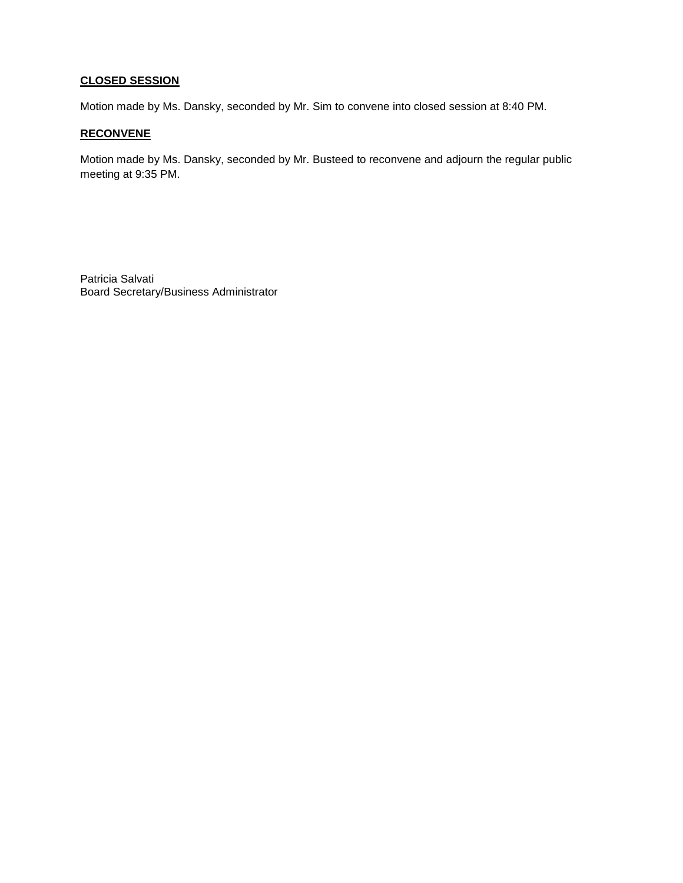**CLOSED SESSION**

Motion made by Ms. Dansky, seconded by Mr. Sim to convene into closed session at 8:40 PM.

**RECONVENE**

Motion made by Ms. Dansky, seconded by Mr. Busteed to reconvene and adjourn the regular public meeting at 9:35 PM.

Patricia Salvati
Board Secretary/Business Administrator